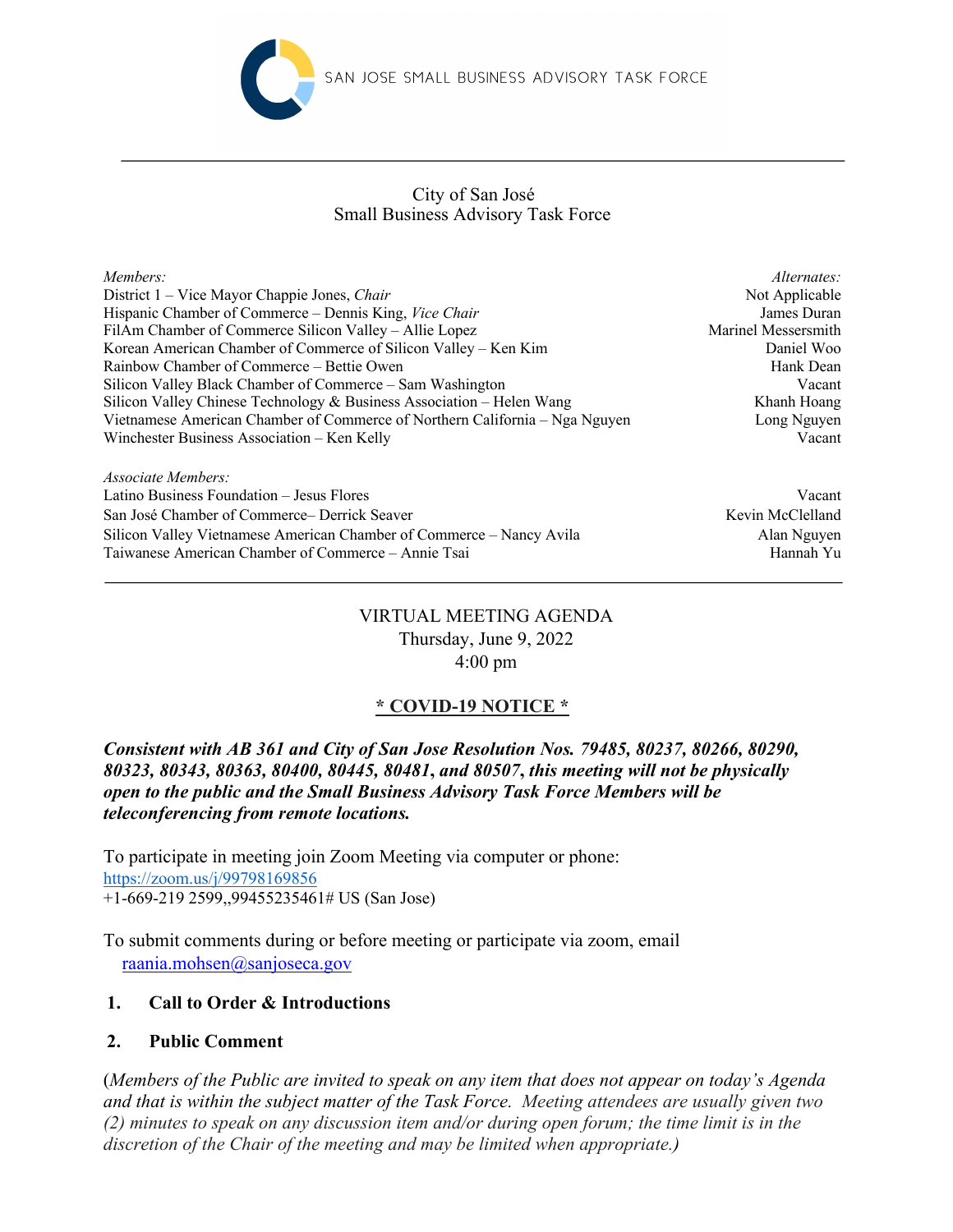SAN JOSE SMALL BUSINESS ADVISORY TASK FORCE

City of San José
Small Business Advisory Task Force

| *Members:* | *Alternates:* |
|---|---|
| District 1 – Vice Mayor Chappie Jones, *Chair* | Not Applicable |
| Hispanic Chamber of Commerce – Dennis King, *Vice Chair* | James Duran |
| FilAm Chamber of Commerce Silicon Valley – Allie Lopez | Marinel Messersmith |
| Korean American Chamber of Commerce of Silicon Valley – Ken Kim | Daniel Woo |
| Rainbow Chamber of Commerce – Bettie Owen | Hank Dean |
| Silicon Valley Black Chamber of Commerce – Sam Washington | Vacant |
| Silicon Valley Chinese Technology & Business Association – Helen Wang | Khanh Hoang |
| Vietnamese American Chamber of Commerce of Northern California – Nga Nguyen | Long Nguyen |
| Winchester Business Association – Ken Kelly | Vacant |
| *Associate Members:* | |
| Latino Business Foundation – Jesus Flores | Vacant |
| San José Chamber of Commerce– Derrick Seaver | Kevin McClelland |
| Silicon Valley Vietnamese American Chamber of Commerce – Nancy Avila | Alan Nguyen |
| Taiwanese American Chamber of Commerce – Annie Tsai | Hannah Yu |

VIRTUAL MEETING AGENDA
Thursday, June 9, 2022
4:00 pm

**\* COVID-19 NOTICE \***

***Consistent with AB 361 and City of San Jose Resolution Nos. 79485, 80237, 80266, 80290, 80323, 80343, 80363, 80400, 80445, 80481, and 80507, this meeting will not be physically open to the public and the Small Business Advisory Task Force Members will be teleconferencing from remote locations.***

To participate in meeting join Zoom Meeting via computer or phone:
https://zoom.us/j/99798169856
+1-669-219 2599,,99455235461# US (San Jose)

To submit comments during or before meeting or participate via zoom, email
raania.mohsen@sanjoseca.gov

1. **Call to Order & Introductions**

2. **Public Comment**

(*Members of the Public are invited to speak on any item that does not appear on today's Agenda and that is within the subject matter of the Task Force. Meeting attendees are usually given two (2) minutes to speak on any discussion item and/or during open forum; the time limit is in the discretion of the Chair of the meeting and may be limited when appropriate.)*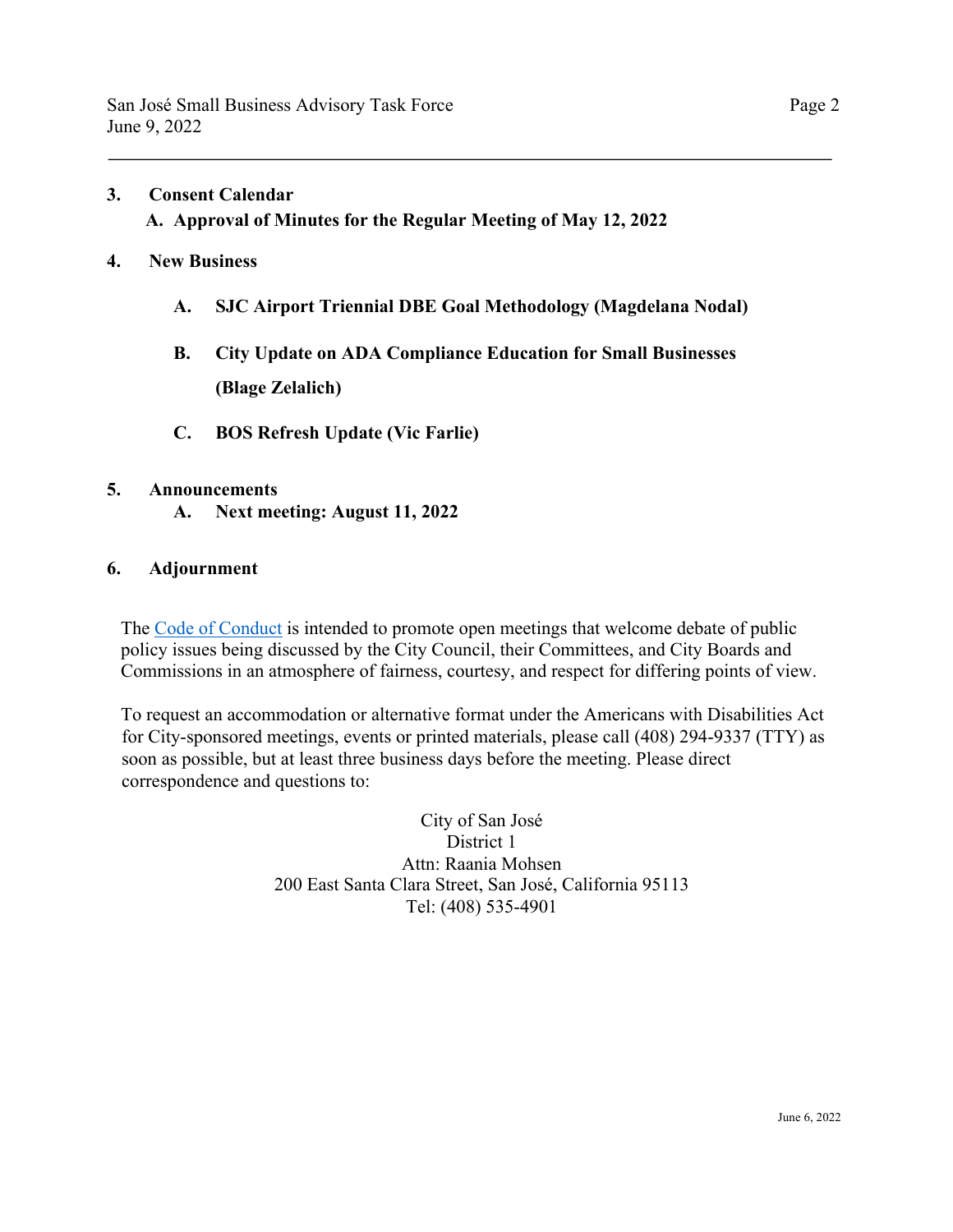**3. Consent Calendar**

**A. Approval of Minutes for the Regular Meeting of May 12, 2022**

**4. New Business**

**A. SJC Airport Triennial DBE Goal Methodology (Magdelana Nodal)**

**B. City Update on ADA Compliance Education for Small Businesses (Blage Zelalich)**

**C. BOS Refresh Update (Vic Farlie)**

**5. Announcements**

**A. Next meeting: August 11, 2022**

**6. Adjournment**

The Code of Conduct is intended to promote open meetings that welcome debate of public policy issues being discussed by the City Council, their Committees, and City Boards and Commissions in an atmosphere of fairness, courtesy, and respect for differing points of view.

To request an accommodation or alternative format under the Americans with Disabilities Act for City-sponsored meetings, events or printed materials, please call (408) 294-9337 (TTY) as soon as possible, but at least three business days before the meeting. Please direct correspondence and questions to:

City of San José
District 1
Attn: Raania Mohsen
200 East Santa Clara Street, San José, California 95113
Tel: (408) 535-4901

June 6, 2022